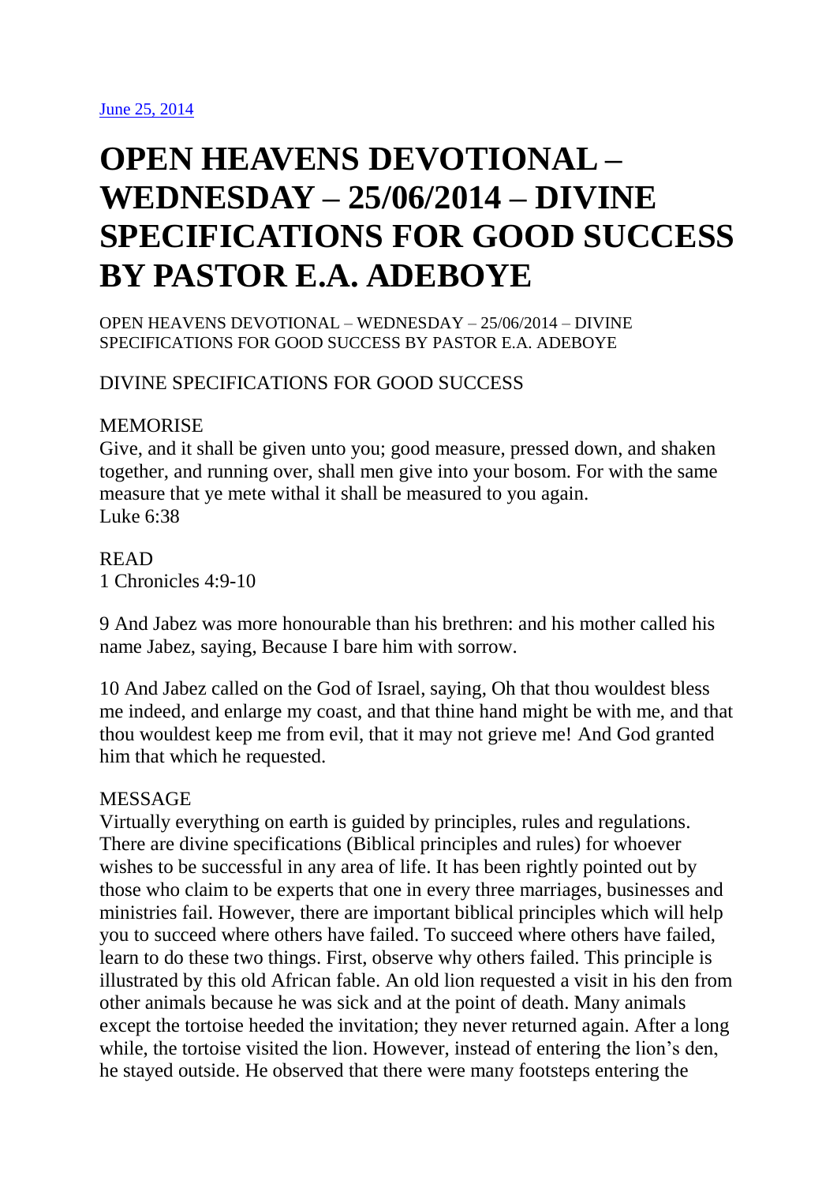[June 25, 2014]

# OPEN HEAVENS DEVOTIONAL – WEDNESDAY – 25/06/2014 – DIVINE SPECIFICATIONS FOR GOOD SUCCESS BY PASTOR E.A. ADEBOYE

OPEN HEAVENS DEVOTIONAL – WEDNESDAY – 25/06/2014 – DIVINE SPECIFICATIONS FOR GOOD SUCCESS BY PASTOR E.A. ADEBOYE

DIVINE SPECIFICATIONS FOR GOOD SUCCESS

MEMORISE
Give, and it shall be given unto you; good measure, pressed down, and shaken together, and running over, shall men give into your bosom. For with the same measure that ye mete withal it shall be measured to you again.
Luke 6:38

READ
1 Chronicles 4:9-10

9 And Jabez was more honourable than his brethren: and his mother called his name Jabez, saying, Because I bare him with sorrow.

10 And Jabez called on the God of Israel, saying, Oh that thou wouldest bless me indeed, and enlarge my coast, and that thine hand might be with me, and that thou wouldest keep me from evil, that it may not grieve me! And God granted him that which he requested.

MESSAGE
Virtually everything on earth is guided by principles, rules and regulations. There are divine specifications (Biblical principles and rules) for whoever wishes to be successful in any area of life. It has been rightly pointed out by those who claim to be experts that one in every three marriages, businesses and ministries fail. However, there are important biblical principles which will help you to succeed where others have failed. To succeed where others have failed, learn to do these two things. First, observe why others failed. This principle is illustrated by this old African fable. An old lion requested a visit in his den from other animals because he was sick and at the point of death. Many animals except the tortoise heeded the invitation; they never returned again. After a long while, the tortoise visited the lion. However, instead of entering the lion's den, he stayed outside. He observed that there were many footsteps entering the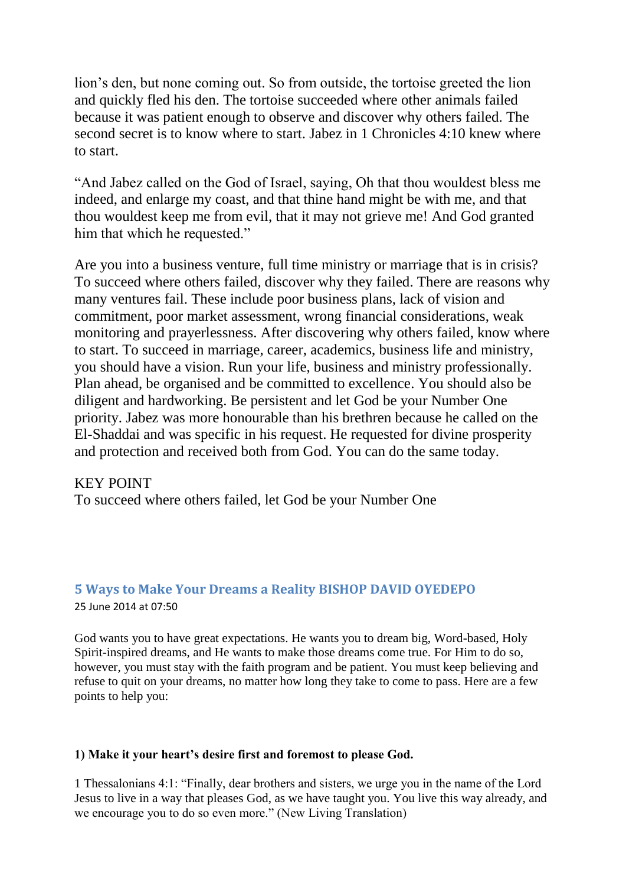lion's den, but none coming out. So from outside, the tortoise greeted the lion and quickly fled his den. The tortoise succeeded where other animals failed because it was patient enough to observe and discover why others failed. The second secret is to know where to start. Jabez in 1 Chronicles 4:10 knew where to start.

"And Jabez called on the God of Israel, saying, Oh that thou wouldest bless me indeed, and enlarge my coast, and that thine hand might be with me, and that thou wouldest keep me from evil, that it may not grieve me! And God granted him that which he requested."

Are you into a business venture, full time ministry or marriage that is in crisis? To succeed where others failed, discover why they failed. There are reasons why many ventures fail. These include poor business plans, lack of vision and commitment, poor market assessment, wrong financial considerations, weak monitoring and prayerlessness. After discovering why others failed, know where to start. To succeed in marriage, career, academics, business life and ministry, you should have a vision. Run your life, business and ministry professionally. Plan ahead, be organised and be committed to excellence. You should also be diligent and hardworking. Be persistent and let God be your Number One priority. Jabez was more honourable than his brethren because he called on the El-Shaddai and was specific in his request. He requested for divine prosperity and protection and received both from God. You can do the same today.

KEY POINT
To succeed where others failed, let God be your Number One

## 5 Ways to Make Your Dreams a Reality BISHOP DAVID OYEDEPO

25 June 2014 at 07:50

God wants you to have great expectations. He wants you to dream big, Word-based, Holy Spirit-inspired dreams, and He wants to make those dreams come true. For Him to do so, however, you must stay with the faith program and be patient. You must keep believing and refuse to quit on your dreams, no matter how long they take to come to pass. Here are a few points to help you:

**1) Make it your heart's desire first and foremost to please God.**

1 Thessalonians 4:1: "Finally, dear brothers and sisters, we urge you in the name of the Lord Jesus to live in a way that pleases God, as we have taught you. You live this way already, and we encourage you to do so even more." (New Living Translation)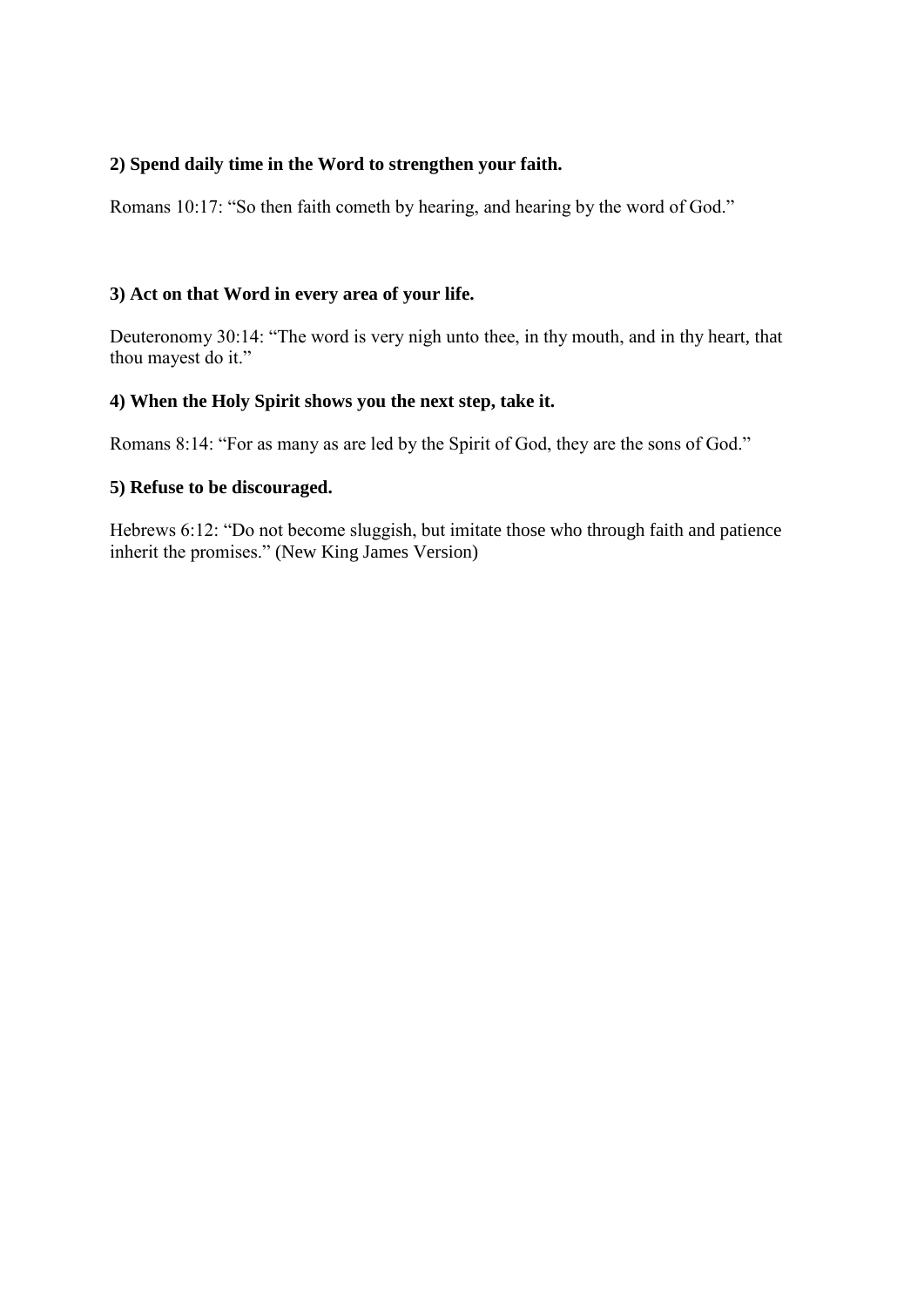**2) Spend daily time in the Word to strengthen your faith.**

Romans 10:17: “So then faith cometh by hearing, and hearing by the word of God.”

**3) Act on that Word in every area of your life.**

Deuteronomy 30:14: “The word is very nigh unto thee, in thy mouth, and in thy heart, that thou mayest do it.”

**4) When the Holy Spirit shows you the next step, take it.**

Romans 8:14: “For as many as are led by the Spirit of God, they are the sons of God.”

**5) Refuse to be discouraged.**

Hebrews 6:12: “Do not become sluggish, but imitate those who through faith and patience inherit the promises.” (New King James Version)